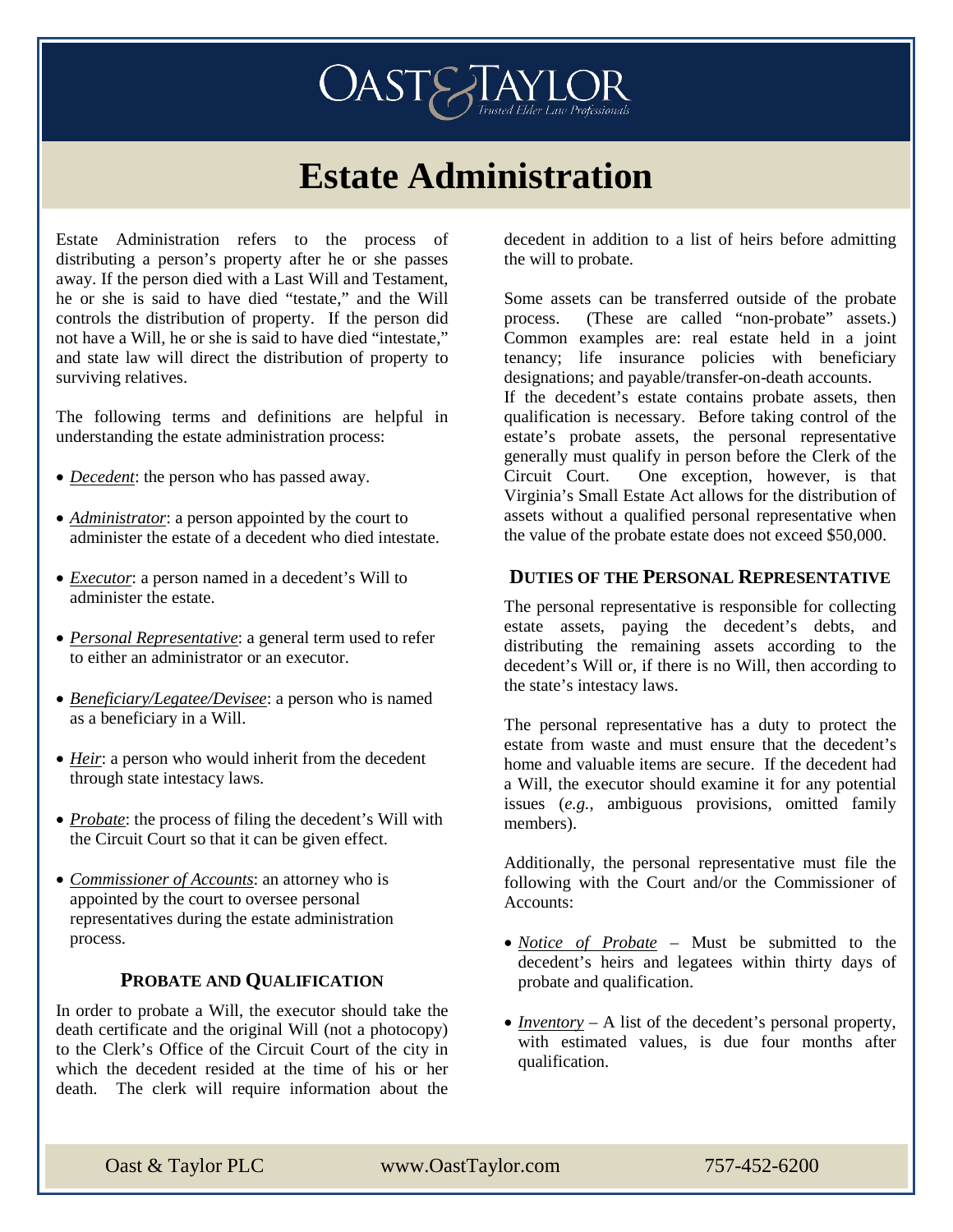# Estate Administration

Estate Administration refers to the process of distributing a person's property after he or she passes away. If the person died with a Last Will and Testament, he or she is said to have died "testate," and the Will controls the distribution of property. If the person did not have a Will, he or she is said to have died "intestate," and state law will direct the distribution of property to surviving relatives.

The following terms and definitions are helpful in understanding the estate administration process:

- *Decedent*: the person who has passed away.
- *Administrator*: a person appointed by the court to administer the estate of a decedent who died intestate.
- *Executor*: a person named in a decedent's Will to administer the estate.
- *Personal Representative*: a general term used to refer to either an administrator or an executor.
- *Beneficiary/Legatee/Devisee*: a person who is named as a beneficiary in a Will.
- *Heir*: a person who would inherit from the decedent through state intestacy laws.
- *Probate*: the process of filing the decedent's Will with the Circuit Court so that it can be given effect.
- *Commissioner of Accounts*: an attorney who is appointed by the court to oversee personal representatives during the estate administration process.

## Probate and Qualification

In order to probate a Will, the executor should take the death certificate and the original Will (not a photocopy) to the Clerk's Office of the Circuit Court of the city in which the decedent resided at the time of his or her death. The clerk will require information about the decedent in addition to a list of heirs before admitting the will to probate.

Some assets can be transferred outside of the probate process. (These are called "non-probate" assets.) Common examples are: real estate held in a joint tenancy; life insurance policies with beneficiary designations; and payable/transfer-on-death accounts.

If the decedent's estate contains probate assets, then qualification is necessary. Before taking control of the estate's probate assets, the personal representative generally must qualify in person before the Clerk of the Circuit Court. One exception, however, is that Virginia's Small Estate Act allows for the distribution of assets without a qualified personal representative when the value of the probate estate does not exceed $50,000.

## Duties of the Personal Representative

The personal representative is responsible for collecting estate assets, paying the decedent's debts, and distributing the remaining assets according to the decedent's Will or, if there is no Will, then according to the state's intestacy laws.

The personal representative has a duty to protect the estate from waste and must ensure that the decedent's home and valuable items are secure. If the decedent had a Will, the executor should examine it for any potential issues (*e.g.*, ambiguous provisions, omitted family members).

Additionally, the personal representative must file the following with the Court and/or the Commissioner of Accounts:

- *Notice of Probate* – Must be submitted to the decedent's heirs and legatees within thirty days of probate and qualification.
- *Inventory* – A list of the decedent's personal property, with estimated values, is due four months after qualification.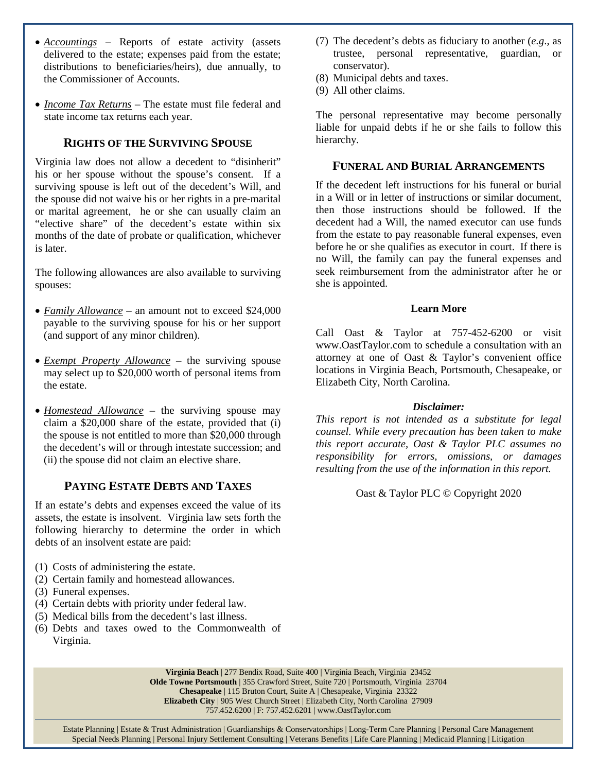- *Accountings* – Reports of estate activity (assets delivered to the estate; expenses paid from the estate; distributions to beneficiaries/heirs), due annually, to the Commissioner of Accounts.

- *Income Tax Returns* – The estate must file federal and state income tax returns each year.

## Rights of the Surviving Spouse

Virginia law does not allow a decedent to "disinherit" his or her spouse without the spouse's consent. If a surviving spouse is left out of the decedent's Will, and the spouse did not waive his or her rights in a pre-marital or marital agreement, he or she can usually claim an "elective share" of the decedent's estate within six months of the date of probate or qualification, whichever is later.

The following allowances are also available to surviving spouses:

- *Family Allowance* – an amount not to exceed $24,000 payable to the surviving spouse for his or her support (and support of any minor children).

- *Exempt Property Allowance* – the surviving spouse may select up to $20,000 worth of personal items from the estate.

- *Homestead Allowance* – the surviving spouse may claim a $20,000 share of the estate, provided that (i) the spouse is not entitled to more than $20,000 through the decedent's will or through intestate succession; and (ii) the spouse did not claim an elective share.

## Paying Estate Debts and Taxes

If an estate's debts and expenses exceed the value of its assets, the estate is insolvent. Virginia law sets forth the following hierarchy to determine the order in which debts of an insolvent estate are paid:

(1) Costs of administering the estate.
(2) Certain family and homestead allowances.
(3) Funeral expenses.
(4) Certain debts with priority under federal law.
(5) Medical bills from the decedent's last illness.
(6) Debts and taxes owed to the Commonwealth of Virginia.
(7) The decedent's debts as fiduciary to another (*e.g*., as trustee, personal representative, guardian, or conservator).
(8) Municipal debts and taxes.
(9) All other claims.

The personal representative may become personally liable for unpaid debts if he or she fails to follow this hierarchy.

## Funeral and Burial Arrangements

If the decedent left instructions for his funeral or burial in a Will or in letter of instructions or similar document, then those instructions should be followed. If the decedent had a Will, the named executor can use funds from the estate to pay reasonable funeral expenses, even before he or she qualifies as executor in court. If there is no Will, the family can pay the funeral expenses and seek reimbursement from the administrator after he or she is appointed.

### Learn More

Call Oast & Taylor at 757-452-6200 or visit www.OastTaylor.com to schedule a consultation with an attorney at one of Oast & Taylor's convenient office locations in Virginia Beach, Portsmouth, Chesapeake, or Elizabeth City, North Carolina.

***Disclaimer:***

*This report is not intended as a substitute for legal counsel. While every precaution has been taken to make this report accurate, Oast & Taylor PLC assumes no responsibility for errors, omissions, or damages resulting from the use of the information in this report.*

Oast & Taylor PLC © Copyright 2020

**Virginia Beach** | 277 Bendix Road, Suite 400 | Virginia Beach, Virginia 23452
**Olde Towne Portsmouth** | 355 Crawford Street, Suite 720 | Portsmouth, Virginia 23704
**Chesapeake** | 115 Bruton Court, Suite A | Chesapeake, Virginia 23322
**Elizabeth City** | 905 West Church Street | Elizabeth City, North Carolina 27909
757.452.6200 | F: 757.452.6201 | www.OastTaylor.com

Estate Planning | Estate & Trust Administration | Guardianships & Conservatorships | Long-Term Care Planning | Personal Care Management
Special Needs Planning | Personal Injury Settlement Consulting | Veterans Benefits | Life Care Planning | Medicaid Planning | Litigation